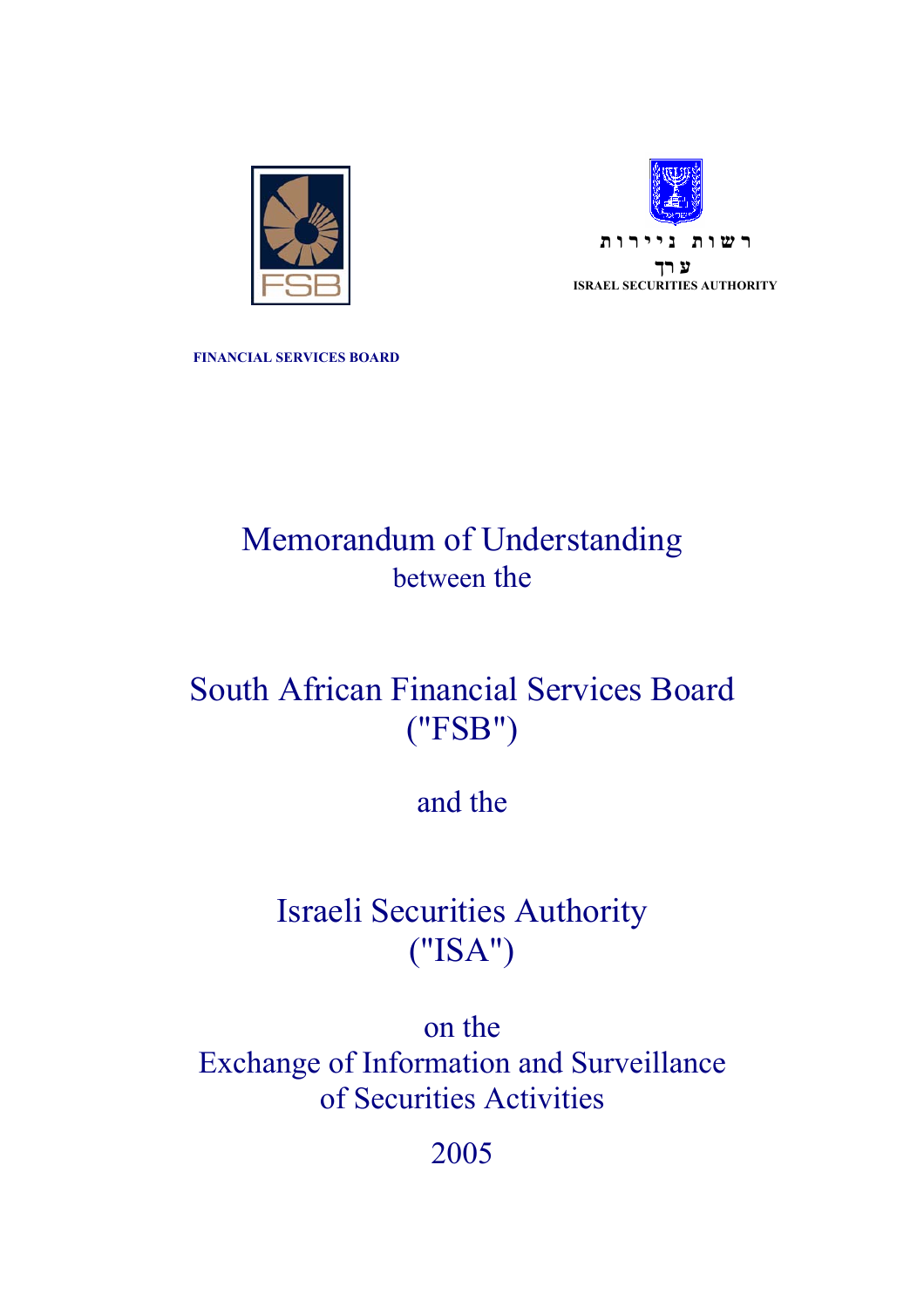רשות ניירות ערך

ISRAEL SECURITIES AUTHORITY

FINANCIAL SERVICES BOARD

# Memorandum of Understanding

between the

# South African Financial Services Board ("FSB")

and the

# Israeli Securities Authority ("ISA")

on the

## Exchange of Information and Surveillance of Securities Activities

2005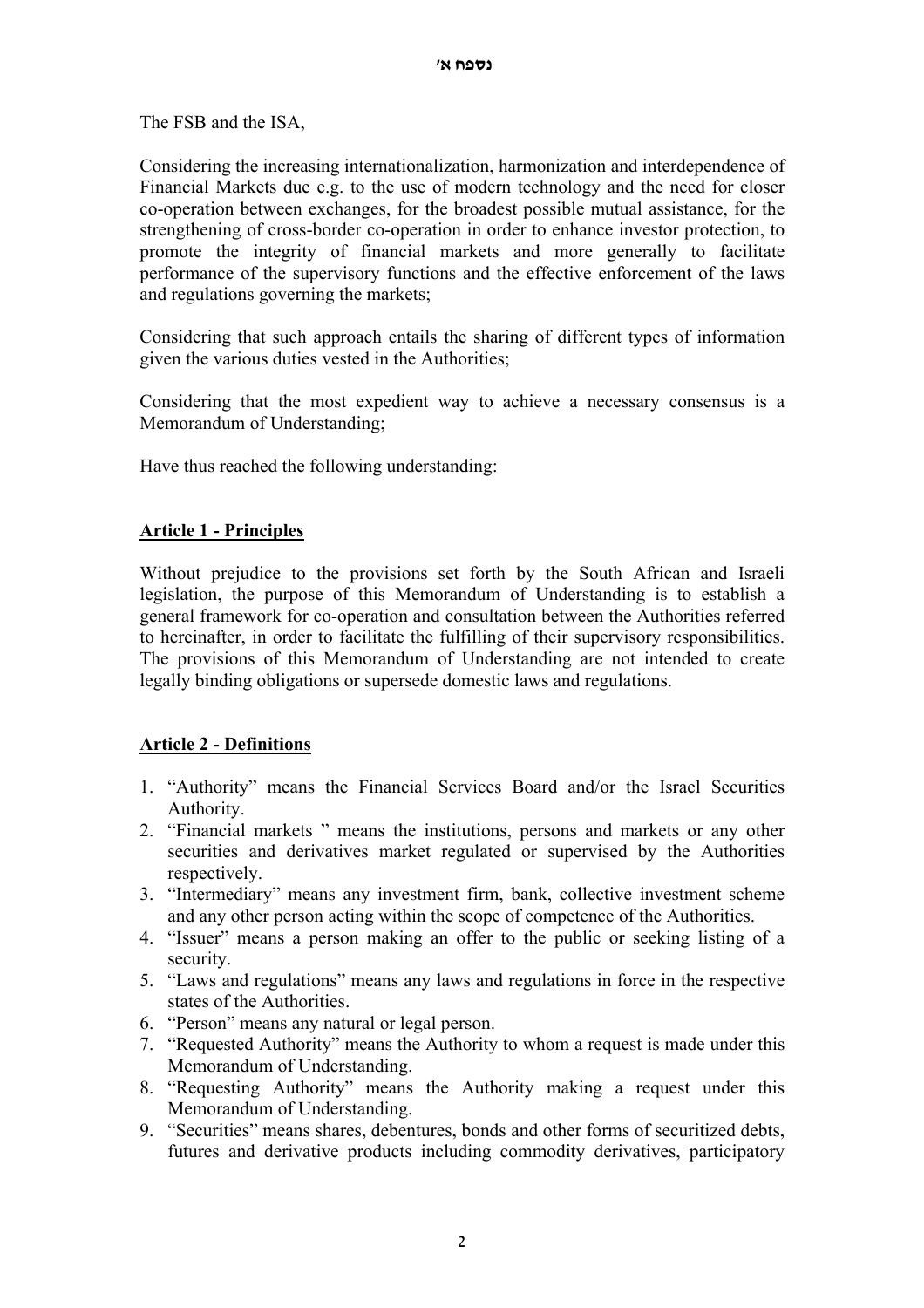נספח א'

The FSB and the ISA,

Considering the increasing internationalization, harmonization and interdependence of Financial Markets due e.g. to the use of modern technology and the need for closer co-operation between exchanges, for the broadest possible mutual assistance, for the strengthening of cross-border co-operation in order to enhance investor protection, to promote the integrity of financial markets and more generally to facilitate performance of the supervisory functions and the effective enforcement of the laws and regulations governing the markets;

Considering that such approach entails the sharing of different types of information given the various duties vested in the Authorities;

Considering that the most expedient way to achieve a necessary consensus is a Memorandum of Understanding;

Have thus reached the following understanding:

## Article 1 - Principles

Without prejudice to the provisions set forth by the South African and Israeli legislation, the purpose of this Memorandum of Understanding is to establish a general framework for co-operation and consultation between the Authorities referred to hereinafter, in order to facilitate the fulfilling of their supervisory responsibilities. The provisions of this Memorandum of Understanding are not intended to create legally binding obligations or supersede domestic laws and regulations.

## Article 2 - Definitions

1. "Authority" means the Financial Services Board and/or the Israel Securities Authority.
2. "Financial markets " means the institutions, persons and markets or any other securities and derivatives market regulated or supervised by the Authorities respectively.
3. "Intermediary" means any investment firm, bank, collective investment scheme and any other person acting within the scope of competence of the Authorities.
4. "Issuer" means a person making an offer to the public or seeking listing of a security.
5. "Laws and regulations" means any laws and regulations in force in the respective states of the Authorities.
6. "Person" means any natural or legal person.
7. "Requested Authority" means the Authority to whom a request is made under this Memorandum of Understanding.
8. "Requesting Authority" means the Authority making a request under this Memorandum of Understanding.
9. "Securities" means shares, debentures, bonds and other forms of securitized debts, futures and derivative products including commodity derivatives, participatory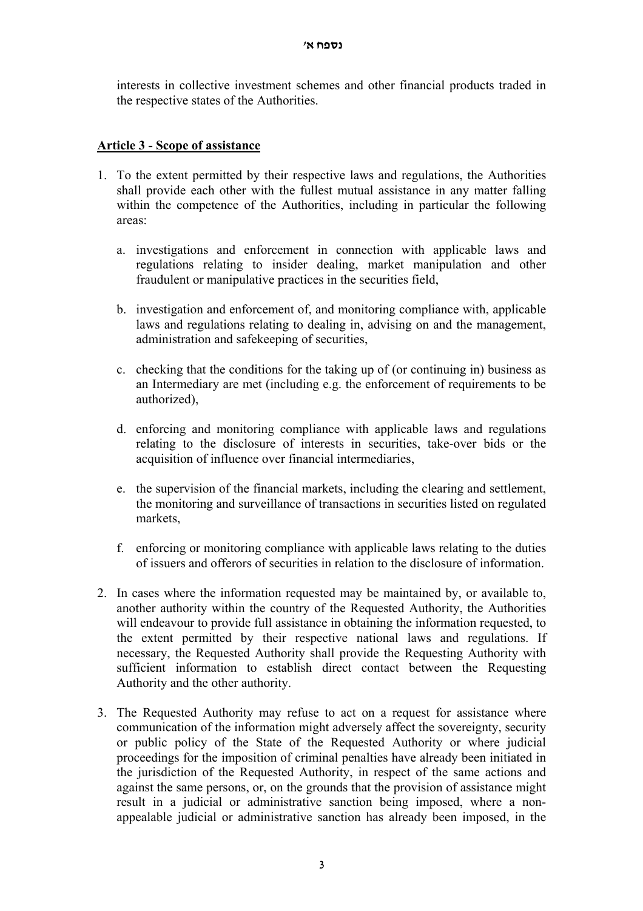interests in collective investment schemes and other financial products traded in the respective states of the Authorities.

**Article 3 - Scope of assistance**

1. To the extent permitted by their respective laws and regulations, the Authorities shall provide each other with the fullest mutual assistance in any matter falling within the competence of the Authorities, including in particular the following areas:

   a. investigations and enforcement in connection with applicable laws and regulations relating to insider dealing, market manipulation and other fraudulent or manipulative practices in the securities field,

   b. investigation and enforcement of, and monitoring compliance with, applicable laws and regulations relating to dealing in, advising on and the management, administration and safekeeping of securities,

   c. checking that the conditions for the taking up of (or continuing in) business as an Intermediary are met (including e.g. the enforcement of requirements to be authorized),

   d. enforcing and monitoring compliance with applicable laws and regulations relating to the disclosure of interests in securities, take-over bids or the acquisition of influence over financial intermediaries,

   e. the supervision of the financial markets, including the clearing and settlement, the monitoring and surveillance of transactions in securities listed on regulated markets,

   f. enforcing or monitoring compliance with applicable laws relating to the duties of issuers and offerors of securities in relation to the disclosure of information.

2. In cases where the information requested may be maintained by, or available to, another authority within the country of the Requested Authority, the Authorities will endeavour to provide full assistance in obtaining the information requested, to the extent permitted by their respective national laws and regulations. If necessary, the Requested Authority shall provide the Requesting Authority with sufficient information to establish direct contact between the Requesting Authority and the other authority.

3. The Requested Authority may refuse to act on a request for assistance where communication of the information might adversely affect the sovereignty, security or public policy of the State of the Requested Authority or where judicial proceedings for the imposition of criminal penalties have already been initiated in the jurisdiction of the Requested Authority, in respect of the same actions and against the same persons, or, on the grounds that the provision of assistance might result in a judicial or administrative sanction being imposed, where a non-appealable judicial or administrative sanction has already been imposed, in the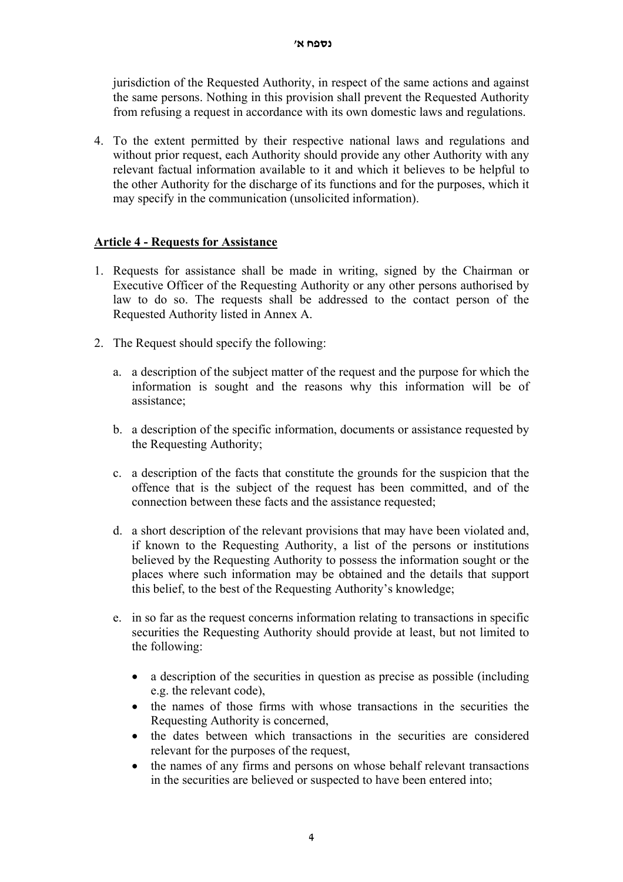jurisdiction of the Requested Authority, in respect of the same actions and against the same persons. Nothing in this provision shall prevent the Requested Authority from refusing a request in accordance with its own domestic laws and regulations.

4. To the extent permitted by their respective national laws and regulations and without prior request, each Authority should provide any other Authority with any relevant factual information available to it and which it believes to be helpful to the other Authority for the discharge of its functions and for the purposes, which it may specify in the communication (unsolicited information).

## Article 4 - Requests for Assistance

1. Requests for assistance shall be made in writing, signed by the Chairman or Executive Officer of the Requesting Authority or any other persons authorised by law to do so. The requests shall be addressed to the contact person of the Requested Authority listed in Annex A.

2. The Request should specify the following:

   a. a description of the subject matter of the request and the purpose for which the information is sought and the reasons why this information will be of assistance;

   b. a description of the specific information, documents or assistance requested by the Requesting Authority;

   c. a description of the facts that constitute the grounds for the suspicion that the offence that is the subject of the request has been committed, and of the connection between these facts and the assistance requested;

   d. a short description of the relevant provisions that may have been violated and, if known to the Requesting Authority, a list of the persons or institutions believed by the Requesting Authority to possess the information sought or the places where such information may be obtained and the details that support this belief, to the best of the Requesting Authority's knowledge;

   e. in so far as the request concerns information relating to transactions in specific securities the Requesting Authority should provide at least, but not limited to the following:

      - a description of the securities in question as precise as possible (including e.g. the relevant code),
      - the names of those firms with whose transactions in the securities the Requesting Authority is concerned,
      - the dates between which transactions in the securities are considered relevant for the purposes of the request,
      - the names of any firms and persons on whose behalf relevant transactions in the securities are believed or suspected to have been entered into;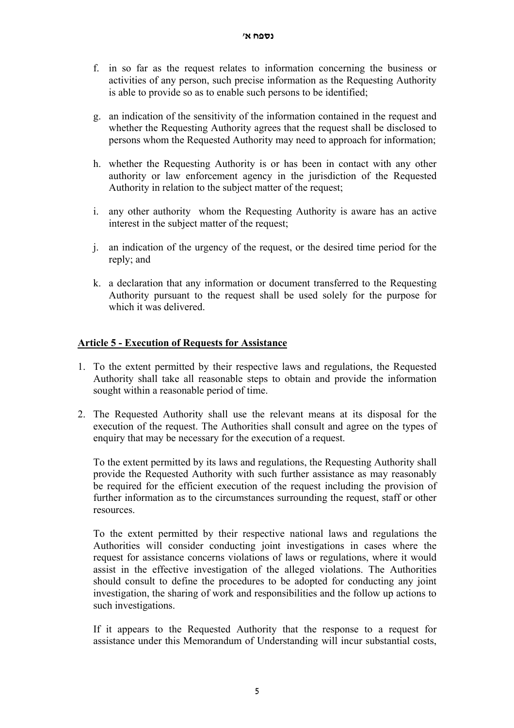f. in so far as the request relates to information concerning the business or activities of any person, such precise information as the Requesting Authority is able to provide so as to enable such persons to be identified;

g. an indication of the sensitivity of the information contained in the request and whether the Requesting Authority agrees that the request shall be disclosed to persons whom the Requested Authority may need to approach for information;

h. whether the Requesting Authority is or has been in contact with any other authority or law enforcement agency in the jurisdiction of the Requested Authority in relation to the subject matter of the request;

i. any other authority whom the Requesting Authority is aware has an active interest in the subject matter of the request;

j. an indication of the urgency of the request, or the desired time period for the reply; and

k. a declaration that any information or document transferred to the Requesting Authority pursuant to the request shall be used solely for the purpose for which it was delivered.

## **Article 5 - Execution of Requests for Assistance**

1. To the extent permitted by their respective laws and regulations, the Requested Authority shall take all reasonable steps to obtain and provide the information sought within a reasonable period of time.

2. The Requested Authority shall use the relevant means at its disposal for the execution of the request. The Authorities shall consult and agree on the types of enquiry that may be necessary for the execution of a request.

   To the extent permitted by its laws and regulations, the Requesting Authority shall provide the Requested Authority with such further assistance as may reasonably be required for the efficient execution of the request including the provision of further information as to the circumstances surrounding the request, staff or other resources.

   To the extent permitted by their respective national laws and regulations the Authorities will consider conducting joint investigations in cases where the request for assistance concerns violations of laws or regulations, where it would assist in the effective investigation of the alleged violations. The Authorities should consult to define the procedures to be adopted for conducting any joint investigation, the sharing of work and responsibilities and the follow up actions to such investigations.

   If it appears to the Requested Authority that the response to a request for assistance under this Memorandum of Understanding will incur substantial costs,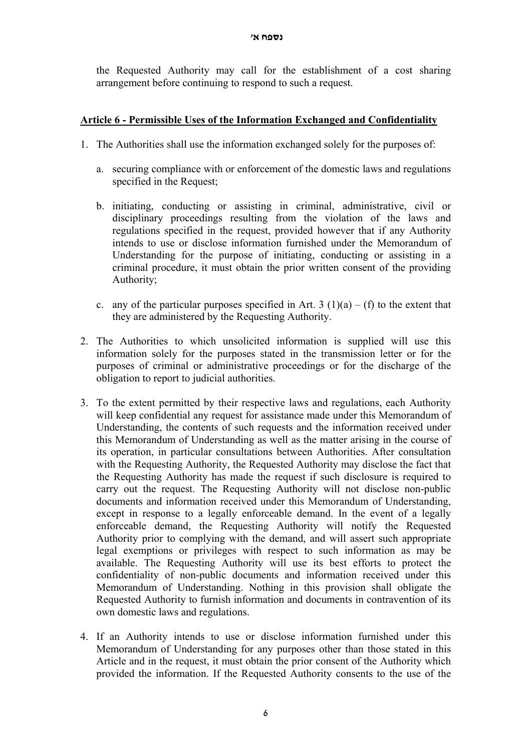the Requested Authority may call for the establishment of a cost sharing arrangement before continuing to respond to such a request.

## Article 6 - Permissible Uses of the Information Exchanged and Confidentiality

1. The Authorities shall use the information exchanged solely for the purposes of:

   a. securing compliance with or enforcement of the domestic laws and regulations specified in the Request;

   b. initiating, conducting or assisting in criminal, administrative, civil or disciplinary proceedings resulting from the violation of the laws and regulations specified in the request, provided however that if any Authority intends to use or disclose information furnished under the Memorandum of Understanding for the purpose of initiating, conducting or assisting in a criminal procedure, it must obtain the prior written consent of the providing Authority;

   c. any of the particular purposes specified in Art. 3 (1)(a) – (f) to the extent that they are administered by the Requesting Authority.

2. The Authorities to which unsolicited information is supplied will use this information solely for the purposes stated in the transmission letter or for the purposes of criminal or administrative proceedings or for the discharge of the obligation to report to judicial authorities.

3. To the extent permitted by their respective laws and regulations, each Authority will keep confidential any request for assistance made under this Memorandum of Understanding, the contents of such requests and the information received under this Memorandum of Understanding as well as the matter arising in the course of its operation, in particular consultations between Authorities. After consultation with the Requesting Authority, the Requested Authority may disclose the fact that the Requesting Authority has made the request if such disclosure is required to carry out the request. The Requesting Authority will not disclose non-public documents and information received under this Memorandum of Understanding, except in response to a legally enforceable demand. In the event of a legally enforceable demand, the Requesting Authority will notify the Requested Authority prior to complying with the demand, and will assert such appropriate legal exemptions or privileges with respect to such information as may be available. The Requesting Authority will use its best efforts to protect the confidentiality of non-public documents and information received under this Memorandum of Understanding. Nothing in this provision shall obligate the Requested Authority to furnish information and documents in contravention of its own domestic laws and regulations.

4. If an Authority intends to use or disclose information furnished under this Memorandum of Understanding for any purposes other than those stated in this Article and in the request, it must obtain the prior consent of the Authority which provided the information. If the Requested Authority consents to the use of the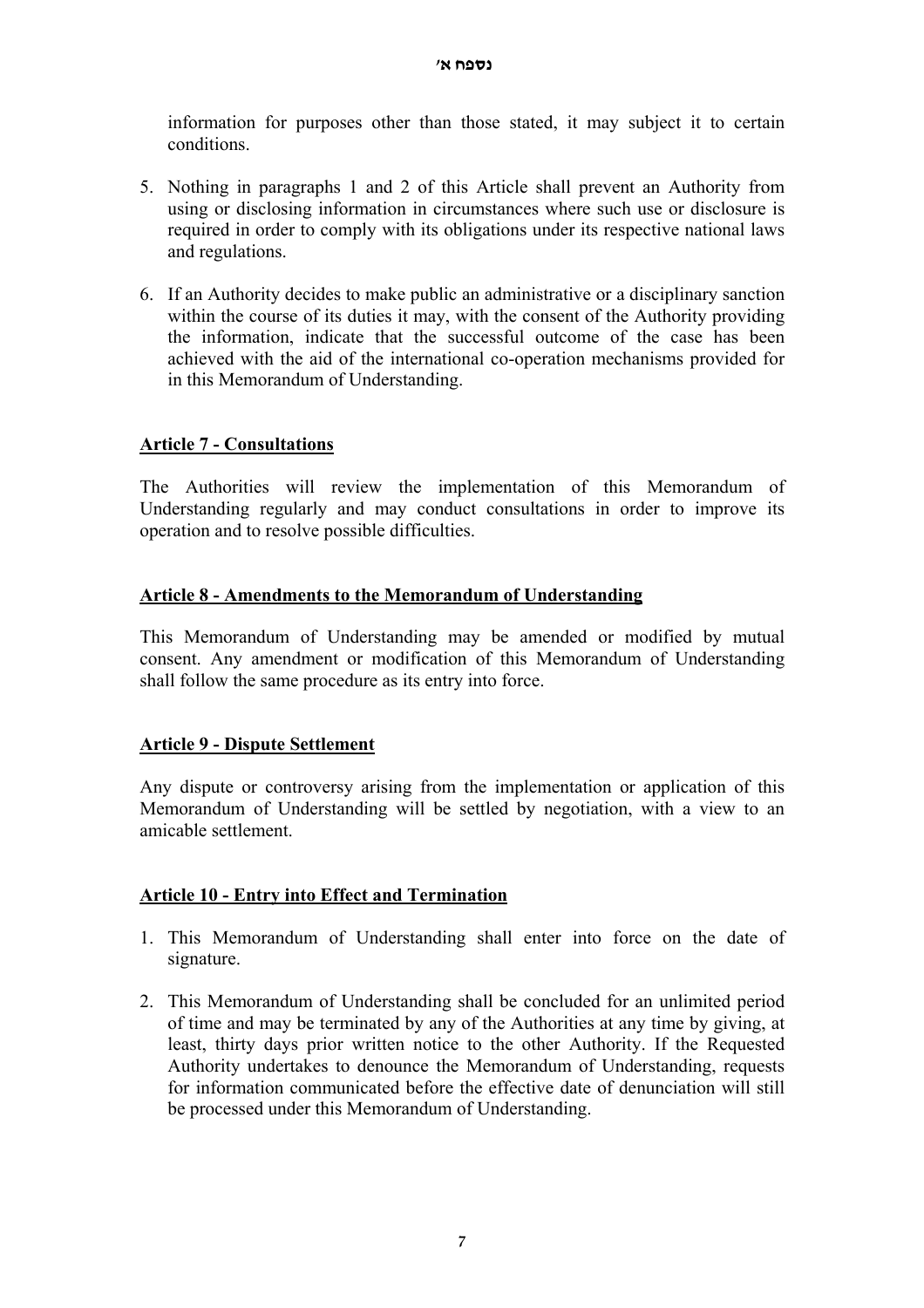information for purposes other than those stated, it may subject it to certain conditions.

5. Nothing in paragraphs 1 and 2 of this Article shall prevent an Authority from using or disclosing information in circumstances where such use or disclosure is required in order to comply with its obligations under its respective national laws and regulations.

6. If an Authority decides to make public an administrative or a disciplinary sanction within the course of its duties it may, with the consent of the Authority providing the information, indicate that the successful outcome of the case has been achieved with the aid of the international co-operation mechanisms provided for in this Memorandum of Understanding.

**Article 7 - Consultations**

The Authorities will review the implementation of this Memorandum of Understanding regularly and may conduct consultations in order to improve its operation and to resolve possible difficulties.

**Article 8 - Amendments to the Memorandum of Understanding**

This Memorandum of Understanding may be amended or modified by mutual consent. Any amendment or modification of this Memorandum of Understanding shall follow the same procedure as its entry into force.

**Article 9 - Dispute Settlement**

Any dispute or controversy arising from the implementation or application of this Memorandum of Understanding will be settled by negotiation, with a view to an amicable settlement.

**Article 10 - Entry into Effect and Termination**

1. This Memorandum of Understanding shall enter into force on the date of signature.

2. This Memorandum of Understanding shall be concluded for an unlimited period of time and may be terminated by any of the Authorities at any time by giving, at least, thirty days prior written notice to the other Authority. If the Requested Authority undertakes to denounce the Memorandum of Understanding, requests for information communicated before the effective date of denunciation will still be processed under this Memorandum of Understanding.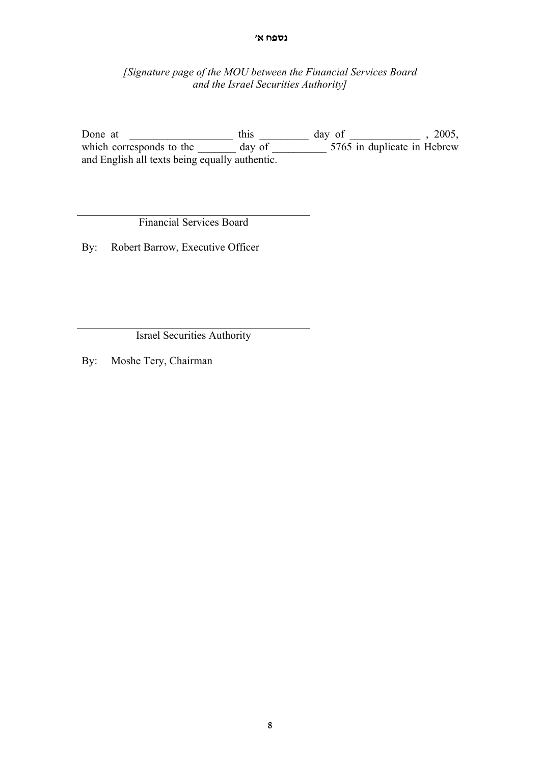**נספח א'**

*[Signature page of the MOU between the Financial Services Board and the Israel Securities Authority]*

Done at ___________________ this _________ day of _____________ , 2005, which corresponds to the _______ day of __________ 5765 in duplicate in Hebrew and English all texts being equally authentic.

\_\_\_\_\_\_\_\_\_\_\_\_\_\_\_\_\_\_\_\_\_\_\_\_\_\_\_\_\_\_\_\_\_\_\_\_\_\_\_\_

Financial Services Board

By: Robert Barrow, Executive Officer

\_\_\_\_\_\_\_\_\_\_\_\_\_\_\_\_\_\_\_\_\_\_\_\_\_\_\_\_\_\_\_\_\_\_\_\_\_\_\_\_

Israel Securities Authority

By: Moshe Tery, Chairman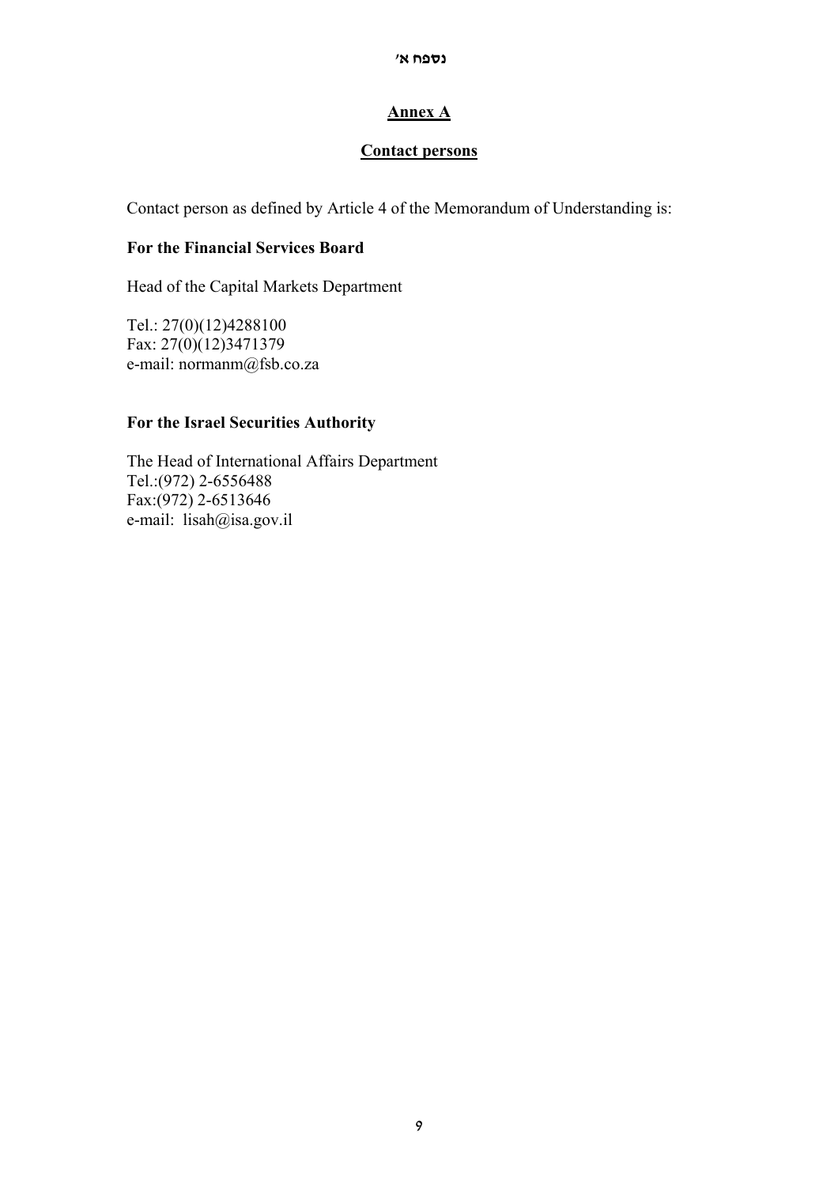**נספח א'**

# Annex A

## Contact persons

Contact person as defined by Article 4 of the Memorandum of Understanding is:

**For the Financial Services Board**

Head of the Capital Markets Department

Tel.: 27(0)(12)4288100
Fax: 27(0)(12)3471379
e-mail: normanm@fsb.co.za

**For the Israel Securities Authority**

The Head of International Affairs Department
Tel.:(972) 2-6556488
Fax:(972) 2-6513646
e-mail: lisah@isa.gov.il